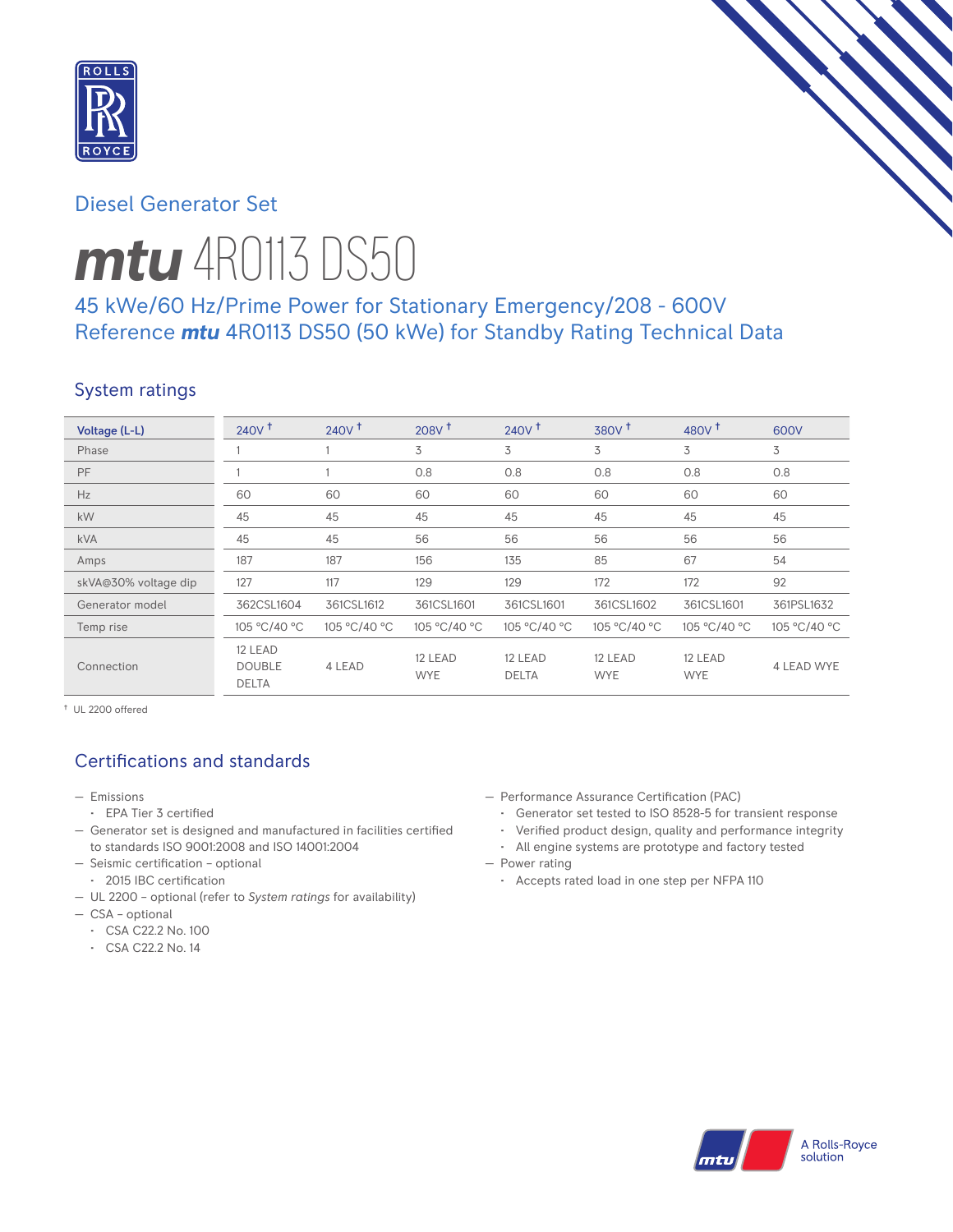Diesel Generator Set

# mtu 4R0113 DS50

## 45 kWe/60 Hz/Prime Power for Stationary Emergency/208 - 600V
## Reference *mtu* 4R0113 DS50 (50 kWe) for Standby Rating Technical Data

## System ratings

| Voltage (L-L) | 240V † | 240V † | 208V † | 240V † | 380V † | 480V † | 600V |
|---|---|---|---|---|---|---|---|
| Phase | 1 | 1 | 3 | 3 | 3 | 3 | 3 |
| PF | 1 | 1 | 0.8 | 0.8 | 0.8 | 0.8 | 0.8 |
| Hz | 60 | 60 | 60 | 60 | 60 | 60 | 60 |
| kW | 45 | 45 | 45 | 45 | 45 | 45 | 45 |
| kVA | 45 | 45 | 56 | 56 | 56 | 56 | 56 |
| Amps | 187 | 187 | 156 | 135 | 85 | 67 | 54 |
| skVA@30% voltage dip | 127 | 117 | 129 | 129 | 172 | 172 | 92 |
| Generator model | 362CSL1604 | 361CSL1612 | 361CSL1601 | 361CSL1601 | 361CSL1602 | 361CSL1601 | 361PSL1632 |
| Temp rise | 105 °C/40 °C | 105 °C/40 °C | 105 °C/40 °C | 105 °C/40 °C | 105 °C/40 °C | 105 °C/40 °C | 105 °C/40 °C |
| Connection | 12 LEAD DOUBLE DELTA | 4 LEAD | 12 LEAD WYE | 12 LEAD DELTA | 12 LEAD WYE | 12 LEAD WYE | 4 LEAD WYE |

† UL 2200 offered

## Certifications and standards

- Emissions
  - EPA Tier 3 certified
- Generator set is designed and manufactured in facilities certified to standards ISO 9001:2008 and ISO 14001:2004
- Seismic certification – optional
  - 2015 IBC certification
- UL 2200 – optional (refer to *System ratings* for availability)
- CSA – optional
  - CSA C22.2 No. 100
  - CSA C22.2 No. 14
- Performance Assurance Certification (PAC)
  - Generator set tested to ISO 8528-5 for transient response
  - Verified product design, quality and performance integrity
  - All engine systems are prototype and factory tested
- Power rating
  - Accepts rated load in one step per NFPA 110

A Rolls-Royce solution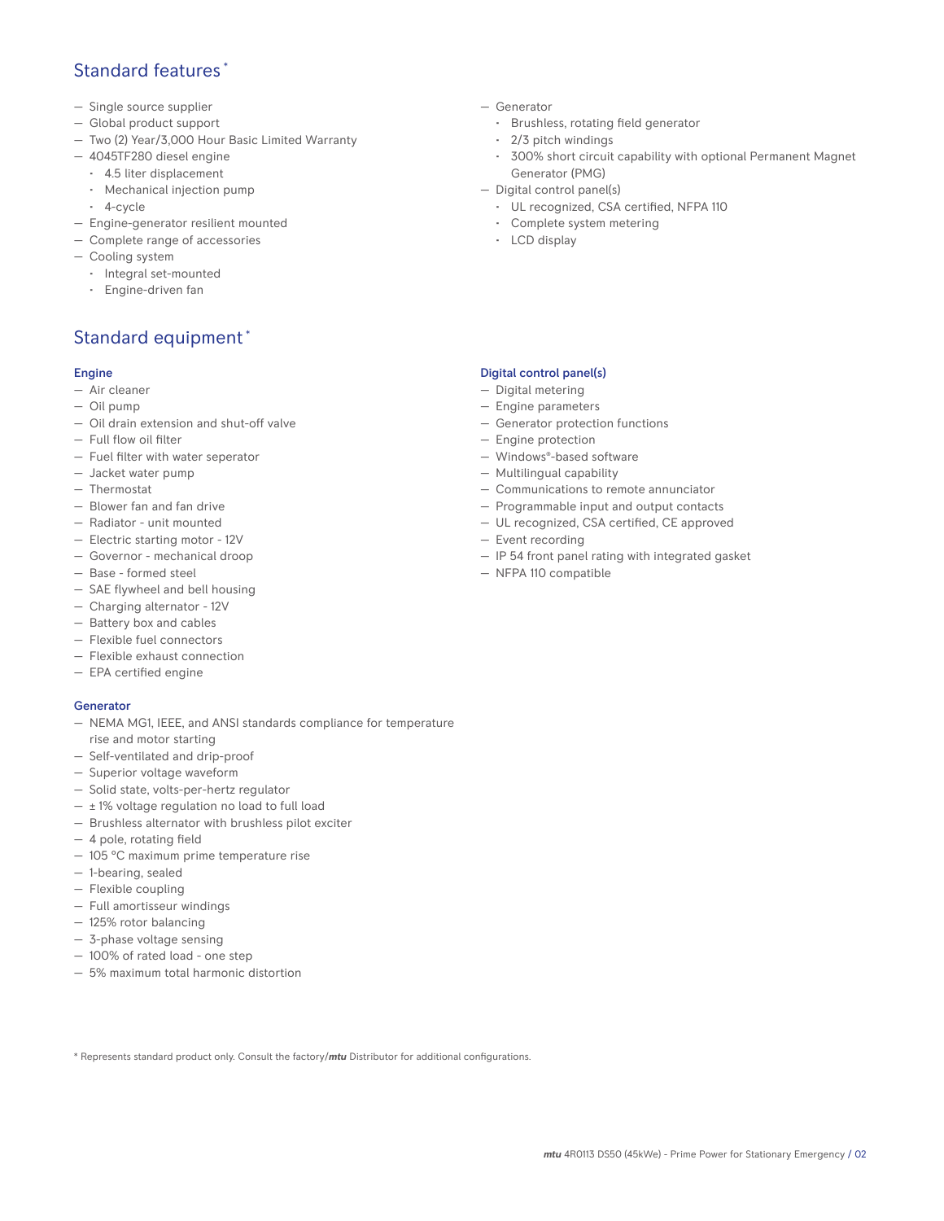## Standard features*

- Single source supplier
- Global product support
- Two (2) Year/3,000 Hour Basic Limited Warranty
- 4045TF280 diesel engine
  - 4.5 liter displacement
  - Mechanical injection pump
  - 4-cycle
- Engine-generator resilient mounted
- Complete range of accessories
- Cooling system
  - Integral set-mounted
  - Engine-driven fan
- Generator
  - Brushless, rotating field generator
  - 2/3 pitch windings
  - 300% short circuit capability with optional Permanent Magnet Generator (PMG)
- Digital control panel(s)
  - UL recognized, CSA certified, NFPA 110
  - Complete system metering
  - LCD display

## Standard equipment*

### Engine

- Air cleaner
- Oil pump
- Oil drain extension and shut-off valve
- Full flow oil filter
- Fuel filter with water seperator
- Jacket water pump
- Thermostat
- Blower fan and fan drive
- Radiator - unit mounted
- Electric starting motor - 12V
- Governor - mechanical droop
- Base - formed steel
- SAE flywheel and bell housing
- Charging alternator - 12V
- Battery box and cables
- Flexible fuel connectors
- Flexible exhaust connection
- EPA certified engine

### Generator

- NEMA MG1, IEEE, and ANSI standards compliance for temperature rise and motor starting
- Self-ventilated and drip-proof
- Superior voltage waveform
- Solid state, volts-per-hertz regulator
- ± 1% voltage regulation no load to full load
- Brushless alternator with brushless pilot exciter
- 4 pole, rotating field
- 105 °C maximum prime temperature rise
- 1-bearing, sealed
- Flexible coupling
- Full amortisseur windings
- 125% rotor balancing
- 3-phase voltage sensing
- 100% of rated load - one step
- 5% maximum total harmonic distortion

### Digital control panel(s)

- Digital metering
- Engine parameters
- Generator protection functions
- Engine protection
- Windows®-based software
- Multilingual capability
- Communications to remote annunciator
- Programmable input and output contacts
- UL recognized, CSA certified, CE approved
- Event recording
- IP 54 front panel rating with integrated gasket
- NFPA 110 compatible

\* Represents standard product only. Consult the factory/***mtu*** Distributor for additional configurations.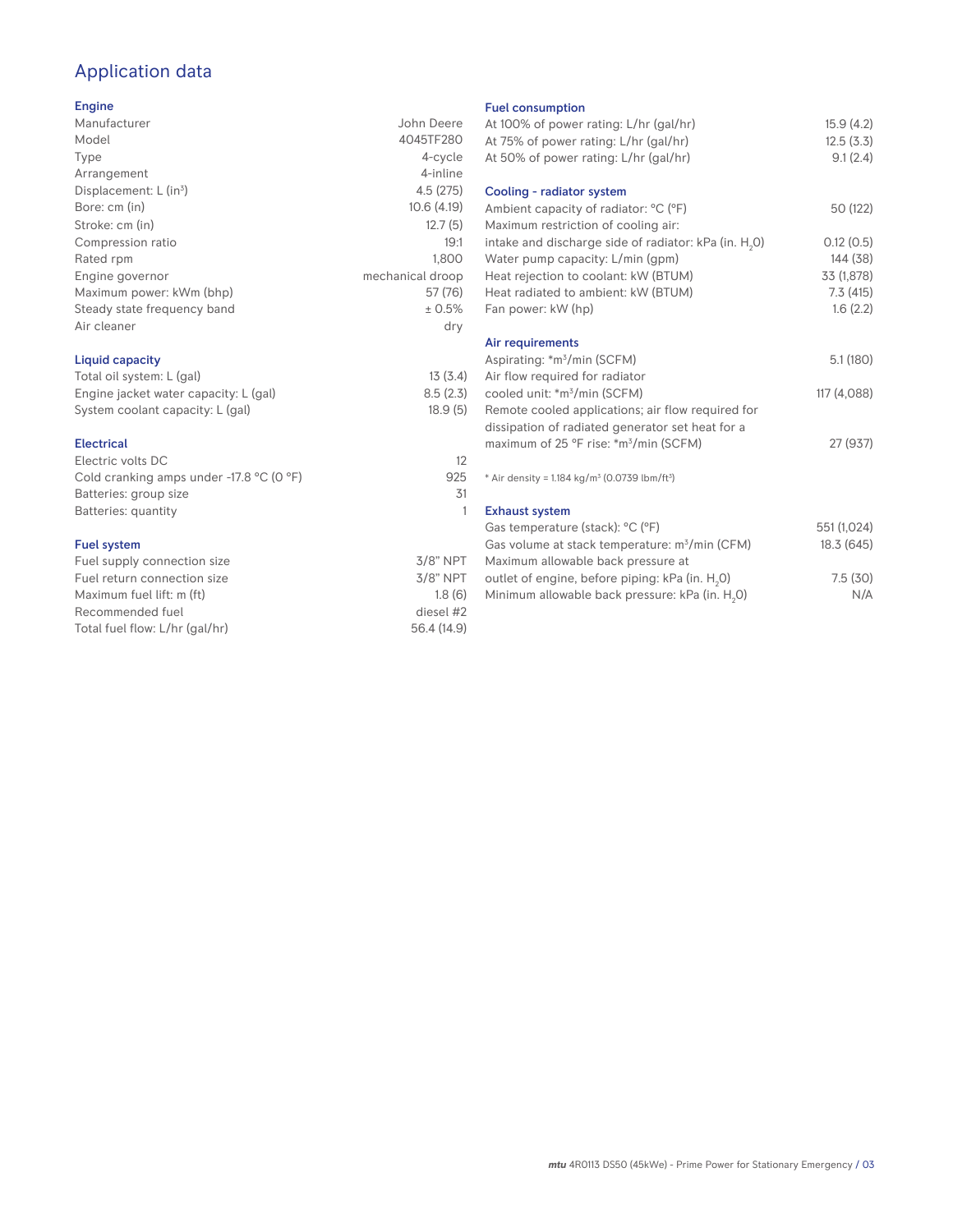# Application data

## Engine

| | |
|---|---|
| Manufacturer | John Deere |
| Model | 4045TF280 |
| Type | 4-cycle |
| Arrangement | 4-inline |
| Displacement: L ($in^3$) | 4.5 (275) |
| Bore: cm (in) | 10.6 (4.19) |
| Stroke: cm (in) | 12.7 (5) |
| Compression ratio | 19:1 |
| Rated rpm | 1,800 |
| Engine governor | mechanical droop |
| Maximum power: kWm (bhp) | 57 (76) |
| Steady state frequency band | ± 0.5% |
| Air cleaner | dry |

## Liquid capacity

| | |
|---|---|
| Total oil system: L (gal) | 13 (3.4) |
| Engine jacket water capacity: L (gal) | 8.5 (2.3) |
| System coolant capacity: L (gal) | 18.9 (5) |

## Electrical

| | |
|---|---|
| Electric volts DC | 12 |
| Cold cranking amps under -17.8 °C (0 °F) | 925 |
| Batteries: group size | 31 |
| Batteries: quantity | 1 |

## Fuel system

| | |
|---|---|
| Fuel supply connection size | 3/8" NPT |
| Fuel return connection size | 3/8" NPT |
| Maximum fuel lift: m (ft) | 1.8 (6) |
| Recommended fuel | diesel #2 |
| Total fuel flow: L/hr (gal/hr) | 56.4 (14.9) |

## Fuel consumption

| | |
|---|---|
| At 100% of power rating: L/hr (gal/hr) | 15.9 (4.2) |
| At 75% of power rating: L/hr (gal/hr) | 12.5 (3.3) |
| At 50% of power rating: L/hr (gal/hr) | 9.1 (2.4) |

## Cooling - radiator system

| | |
|---|---|
| Ambient capacity of radiator: °C (°F) | 50 (122) |
| Maximum restriction of cooling air: intake and discharge side of radiator: kPa (in. $H_2O$) | 0.12 (0.5) |
| Water pump capacity: L/min (gpm) | 144 (38) |
| Heat rejection to coolant: kW (BTUM) | 33 (1,878) |
| Heat radiated to ambient: kW (BTUM) | 7.3 (415) |
| Fan power: kW (hp) | 1.6 (2.2) |

## Air requirements

| | |
|---|---|
| Aspirating: *$m^3$/min (SCFM) | 5.1 (180) |
| Air flow required for radiator cooled unit: *$m^3$/min (SCFM) | 117 (4,088) |
| Remote cooled applications; air flow required for dissipation of radiated generator set heat for a maximum of 25 °F rise: *$m^3$/min (SCFM) | 27 (937) |

* Air density = 1.184 kg/$m^3$ (0.0739 lbm/$ft^3$)

## Exhaust system

| | |
|---|---|
| Gas temperature (stack): °C (°F) | 551 (1,024) |
| Gas volume at stack temperature: $m^3$/min (CFM) | 18.3 (645) |
| Maximum allowable back pressure at outlet of engine, before piping: kPa (in. $H_2O$) | 7.5 (30) |
| Minimum allowable back pressure: kPa (in. $H_2O$) | N/A |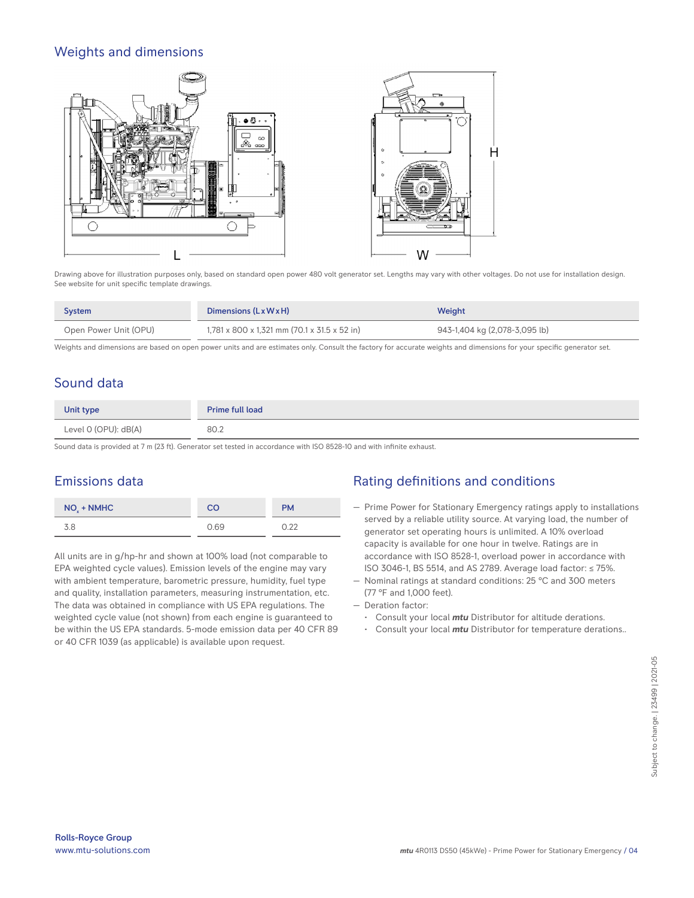## Weights and dimensions

L

W

H

Drawing above for illustration purposes only, based on standard open power 480 volt generator set. Lengths may vary with other voltages. Do not use for installation design. See website for unit specific template drawings.

| System | Dimensions (L x W x H) | Weight |
|---|---|---|
| Open Power Unit (OPU) | 1,781 x 800 x 1,321 mm (70.1 x 31.5 x 52 in) | 943-1,404 kg (2,078-3,095 lb) |

Weights and dimensions are based on open power units and are estimates only. Consult the factory for accurate weights and dimensions for your specific generator set.

## Sound data

| Unit type | Prime full load |
|---|---|
| Level 0 (OPU): dB(A) | 80.2 |

Sound data is provided at 7 m (23 ft). Generator set tested in accordance with ISO 8528-10 and with infinite exhaust.

## Emissions data

| $NO_x$ + NMHC | CO | PM |
|---|---|---|
| 3.8 | 0.69 | 0.22 |

All units are in g/hp-hr and shown at 100% load (not comparable to EPA weighted cycle values). Emission levels of the engine may vary with ambient temperature, barometric pressure, humidity, fuel type and quality, installation parameters, measuring instrumentation, etc. The data was obtained in compliance with US EPA regulations. The weighted cycle value (not shown) from each engine is guaranteed to be within the US EPA standards. 5-mode emission data per 40 CFR 89 or 40 CFR 1039 (as applicable) is available upon request.

## Rating definitions and conditions

- Prime Power for Stationary Emergency ratings apply to installations served by a reliable utility source. At varying load, the number of generator set operating hours is unlimited. A 10% overload capacity is available for one hour in twelve. Ratings are in accordance with ISO 8528-1, overload power in accordance with ISO 3046-1, BS 5514, and AS 2789. Average load factor: ≤ 75%.
- Nominal ratings at standard conditions: 25 °C and 300 meters (77 °F and 1,000 feet).
- Deration factor:
  - Consult your local ***mtu*** Distributor for altitude derations.
  - Consult your local ***mtu*** Distributor for temperature derations..

Subject to change. | 23499 | 2021-05

**Rolls-Royce Group**
www.mtu-solutions.com